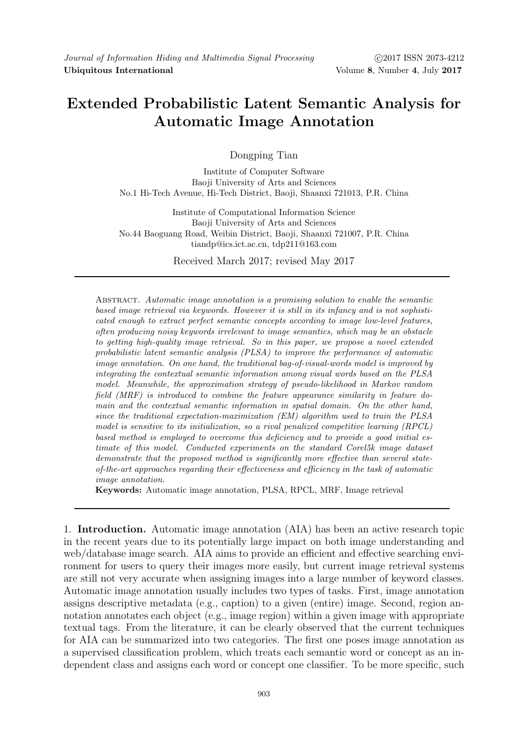# Extended Probabilistic Latent Semantic Analysis for Automatic Image Annotation

Dongping Tian

Institute of Computer Software
Baoji University of Arts and Sciences
No.1 Hi-Tech Avenue, Hi-Tech District, Baoji, Shaanxi 721013, P.R. China

Institute of Computational Information Science
Baoji University of Arts and Sciences
No.44 Baoguang Road, Weibin District, Baoji, Shaanxi 721007, P.R. China
tiandp@ics.ict.ac.cn, tdp211@163.com

Received March 2017; revised May 2017

Abstract. *Automatic image annotation is a promising solution to enable the semantic based image retrieval via keywords. However it is still in its infancy and is not sophisticated enough to extract perfect semantic concepts according to image low-level features, often producing noisy keywords irrelevant to image semantics, which may be an obstacle to getting high-quality image retrieval. So in this paper, we propose a novel extended probabilistic latent semantic analysis (PLSA) to improve the performance of automatic image annotation. On one hand, the traditional bag-of-visual-words model is improved by integrating the contextual semantic information among visual words based on the PLSA model. Meanwhile, the approximation strategy of pseudo-likelihood in Markov random field (MRF) is introduced to combine the feature appearance similarity in feature domain and the contextual semantic information in spatial domain. On the other hand, since the traditional expectation-maximization (EM) algorithm used to train the PLSA model is sensitive to its initialization, so a rival penalized competitive learning (RPCL) based method is employed to overcome this deficiency and to provide a good initial estimate of this model. Conducted experiments on the standard Corel5k image dataset demonstrate that the proposed method is significantly more effective than several state-of-the-art approaches regarding their effectiveness and efficiency in the task of automatic image annotation.*

**Keywords:** Automatic image annotation, PLSA, RPCL, MRF, Image retrieval

1. **Introduction.** Automatic image annotation (AIA) has been an active research topic in the recent years due to its potentially large impact on both image understanding and web/database image search. AIA aims to provide an efficient and effective searching environment for users to query their images more easily, but current image retrieval systems are still not very accurate when assigning images into a large number of keyword classes. Automatic image annotation usually includes two types of tasks. First, image annotation assigns descriptive metadata (e.g., caption) to a given (entire) image. Second, region annotation annotates each object (e.g., image region) within a given image with appropriate textual tags. From the literature, it can be clearly observed that the current techniques for AIA can be summarized into two categories. The first one poses image annotation as a supervised classification problem, which treats each semantic word or concept as an independent class and assigns each word or concept one classifier. To be more specific, such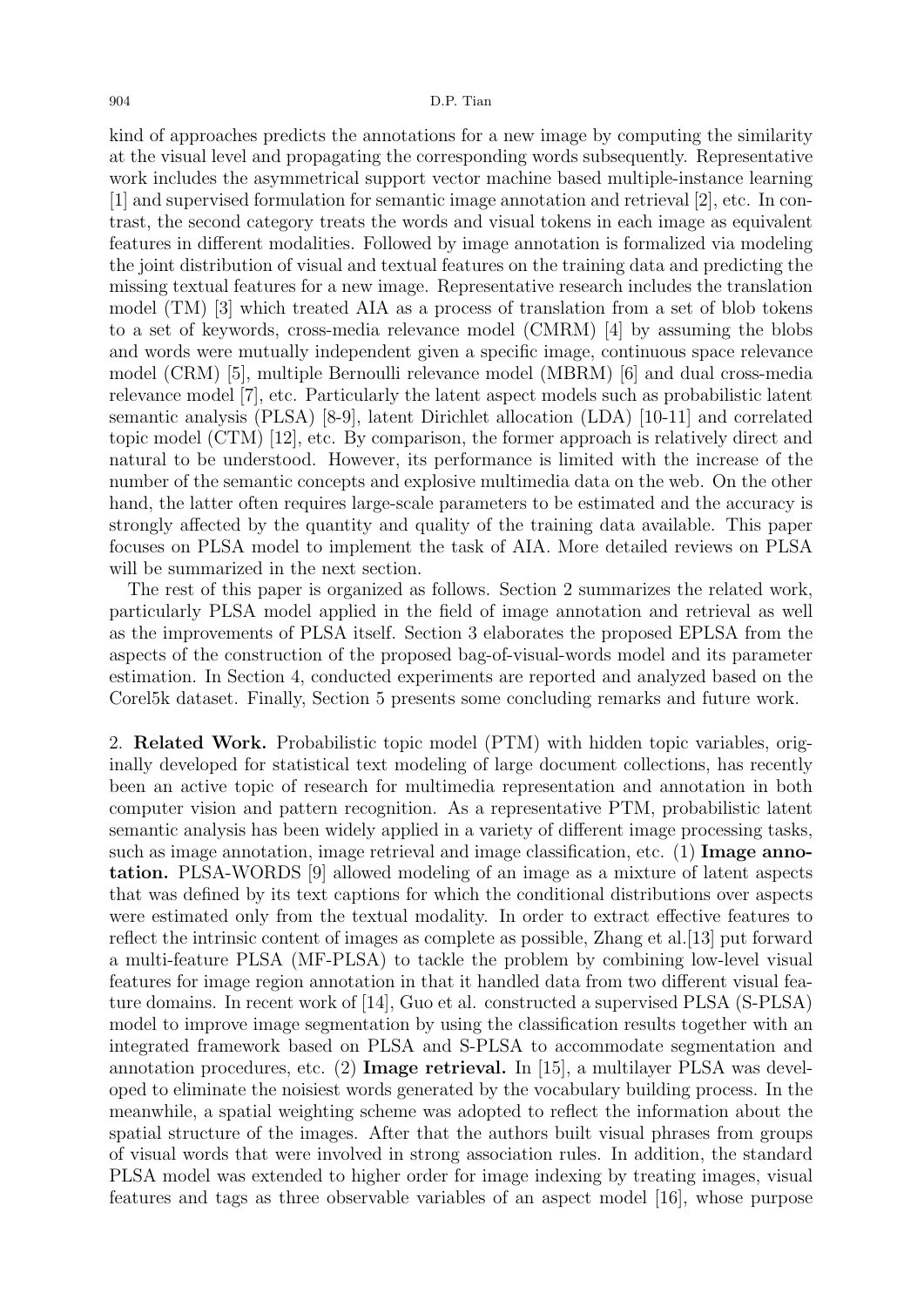kind of approaches predicts the annotations for a new image by computing the similarity at the visual level and propagating the corresponding words subsequently. Representative work includes the asymmetrical support vector machine based multiple-instance learning [1] and supervised formulation for semantic image annotation and retrieval [2], etc. In contrast, the second category treats the words and visual tokens in each image as equivalent features in different modalities. Followed by image annotation is formalized via modeling the joint distribution of visual and textual features on the training data and predicting the missing textual features for a new image. Representative research includes the translation model (TM) [3] which treated AIA as a process of translation from a set of blob tokens to a set of keywords, cross-media relevance model (CMRM) [4] by assuming the blobs and words were mutually independent given a specific image, continuous space relevance model (CRM) [5], multiple Bernoulli relevance model (MBRM) [6] and dual cross-media relevance model [7], etc. Particularly the latent aspect models such as probabilistic latent semantic analysis (PLSA) [8-9], latent Dirichlet allocation (LDA) [10-11] and correlated topic model (CTM) [12], etc. By comparison, the former approach is relatively direct and natural to be understood. However, its performance is limited with the increase of the number of the semantic concepts and explosive multimedia data on the web. On the other hand, the latter often requires large-scale parameters to be estimated and the accuracy is strongly affected by the quantity and quality of the training data available. This paper focuses on PLSA model to implement the task of AIA. More detailed reviews on PLSA will be summarized in the next section.

The rest of this paper is organized as follows. Section 2 summarizes the related work, particularly PLSA model applied in the field of image annotation and retrieval as well as the improvements of PLSA itself. Section 3 elaborates the proposed EPLSA from the aspects of the construction of the proposed bag-of-visual-words model and its parameter estimation. In Section 4, conducted experiments are reported and analyzed based on the Corel5k dataset. Finally, Section 5 presents some concluding remarks and future work.

## 2. Related Work.

Probabilistic topic model (PTM) with hidden topic variables, originally developed for statistical text modeling of large document collections, has recently been an active topic of research for multimedia representation and annotation in both computer vision and pattern recognition. As a representative PTM, probabilistic latent semantic analysis has been widely applied in a variety of different image processing tasks, such as image annotation, image retrieval and image classification, etc. (1) **Image annotation.** PLSA-WORDS [9] allowed modeling of an image as a mixture of latent aspects that was defined by its text captions for which the conditional distributions over aspects were estimated only from the textual modality. In order to extract effective features to reflect the intrinsic content of images as complete as possible, Zhang et al.[13] put forward a multi-feature PLSA (MF-PLSA) to tackle the problem by combining low-level visual features for image region annotation in that it handled data from two different visual feature domains. In recent work of [14], Guo et al. constructed a supervised PLSA (S-PLSA) model to improve image segmentation by using the classification results together with an integrated framework based on PLSA and S-PLSA to accommodate segmentation and annotation procedures, etc. (2) **Image retrieval.** In [15], a multilayer PLSA was developed to eliminate the noisiest words generated by the vocabulary building process. In the meanwhile, a spatial weighting scheme was adopted to reflect the information about the spatial structure of the images. After that the authors built visual phrases from groups of visual words that were involved in strong association rules. In addition, the standard PLSA model was extended to higher order for image indexing by treating images, visual features and tags as three observable variables of an aspect model [16], whose purpose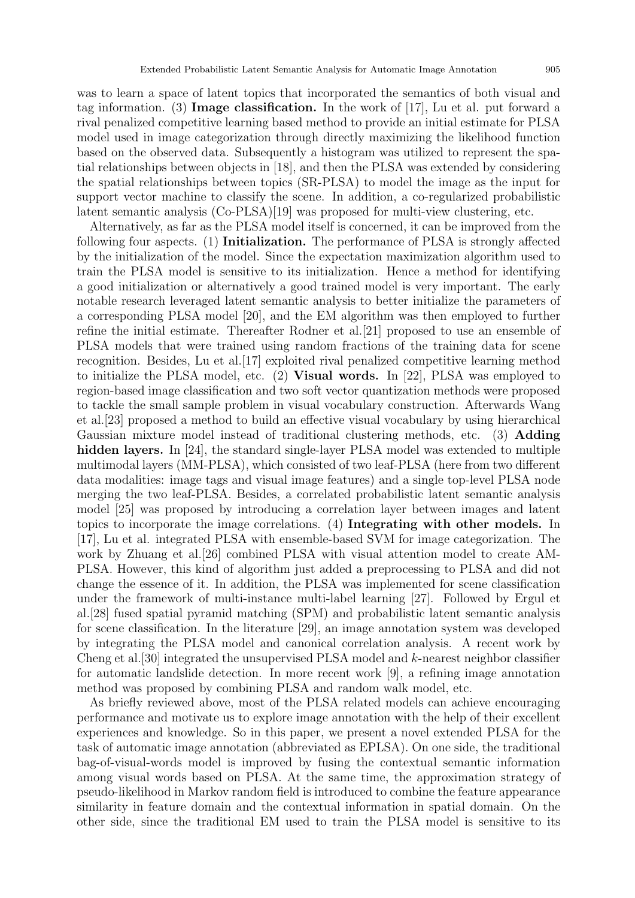was to learn a space of latent topics that incorporated the semantics of both visual and tag information. (3) **Image classification.** In the work of [17], Lu et al. put forward a rival penalized competitive learning based method to provide an initial estimate for PLSA model used in image categorization through directly maximizing the likelihood function based on the observed data. Subsequently a histogram was utilized to represent the spatial relationships between objects in [18], and then the PLSA was extended by considering the spatial relationships between topics (SR-PLSA) to model the image as the input for support vector machine to classify the scene. In addition, a co-regularized probabilistic latent semantic analysis (Co-PLSA)[19] was proposed for multi-view clustering, etc.

Alternatively, as far as the PLSA model itself is concerned, it can be improved from the following four aspects. (1) **Initialization.** The performance of PLSA is strongly affected by the initialization of the model. Since the expectation maximization algorithm used to train the PLSA model is sensitive to its initialization. Hence a method for identifying a good initialization or alternatively a good trained model is very important. The early notable research leveraged latent semantic analysis to better initialize the parameters of a corresponding PLSA model [20], and the EM algorithm was then employed to further refine the initial estimate. Thereafter Rodner et al.[21] proposed to use an ensemble of PLSA models that were trained using random fractions of the training data for scene recognition. Besides, Lu et al.[17] exploited rival penalized competitive learning method to initialize the PLSA model, etc. (2) **Visual words.** In [22], PLSA was employed to region-based image classification and two soft vector quantization methods were proposed to tackle the small sample problem in visual vocabulary construction. Afterwards Wang et al.[23] proposed a method to build an effective visual vocabulary by using hierarchical Gaussian mixture model instead of traditional clustering methods, etc. (3) **Adding hidden layers.** In [24], the standard single-layer PLSA model was extended to multiple multimodal layers (MM-PLSA), which consisted of two leaf-PLSA (here from two different data modalities: image tags and visual image features) and a single top-level PLSA node merging the two leaf-PLSA. Besides, a correlated probabilistic latent semantic analysis model [25] was proposed by introducing a correlation layer between images and latent topics to incorporate the image correlations. (4) **Integrating with other models.** In [17], Lu et al. integrated PLSA with ensemble-based SVM for image categorization. The work by Zhuang et al.[26] combined PLSA with visual attention model to create AM-PLSA. However, this kind of algorithm just added a preprocessing to PLSA and did not change the essence of it. In addition, the PLSA was implemented for scene classification under the framework of multi-instance multi-label learning [27]. Followed by Ergul et al.[28] fused spatial pyramid matching (SPM) and probabilistic latent semantic analysis for scene classification. In the literature [29], an image annotation system was developed by integrating the PLSA model and canonical correlation analysis. A recent work by Cheng et al.[30] integrated the unsupervised PLSA model and $k$-nearest neighbor classifier for automatic landslide detection. In more recent work [9], a refining image annotation method was proposed by combining PLSA and random walk model, etc.

As briefly reviewed above, most of the PLSA related models can achieve encouraging performance and motivate us to explore image annotation with the help of their excellent experiences and knowledge. So in this paper, we present a novel extended PLSA for the task of automatic image annotation (abbreviated as EPLSA). On one side, the traditional bag-of-visual-words model is improved by fusing the contextual semantic information among visual words based on PLSA. At the same time, the approximation strategy of pseudo-likelihood in Markov random field is introduced to combine the feature appearance similarity in feature domain and the contextual information in spatial domain. On the other side, since the traditional EM used to train the PLSA model is sensitive to its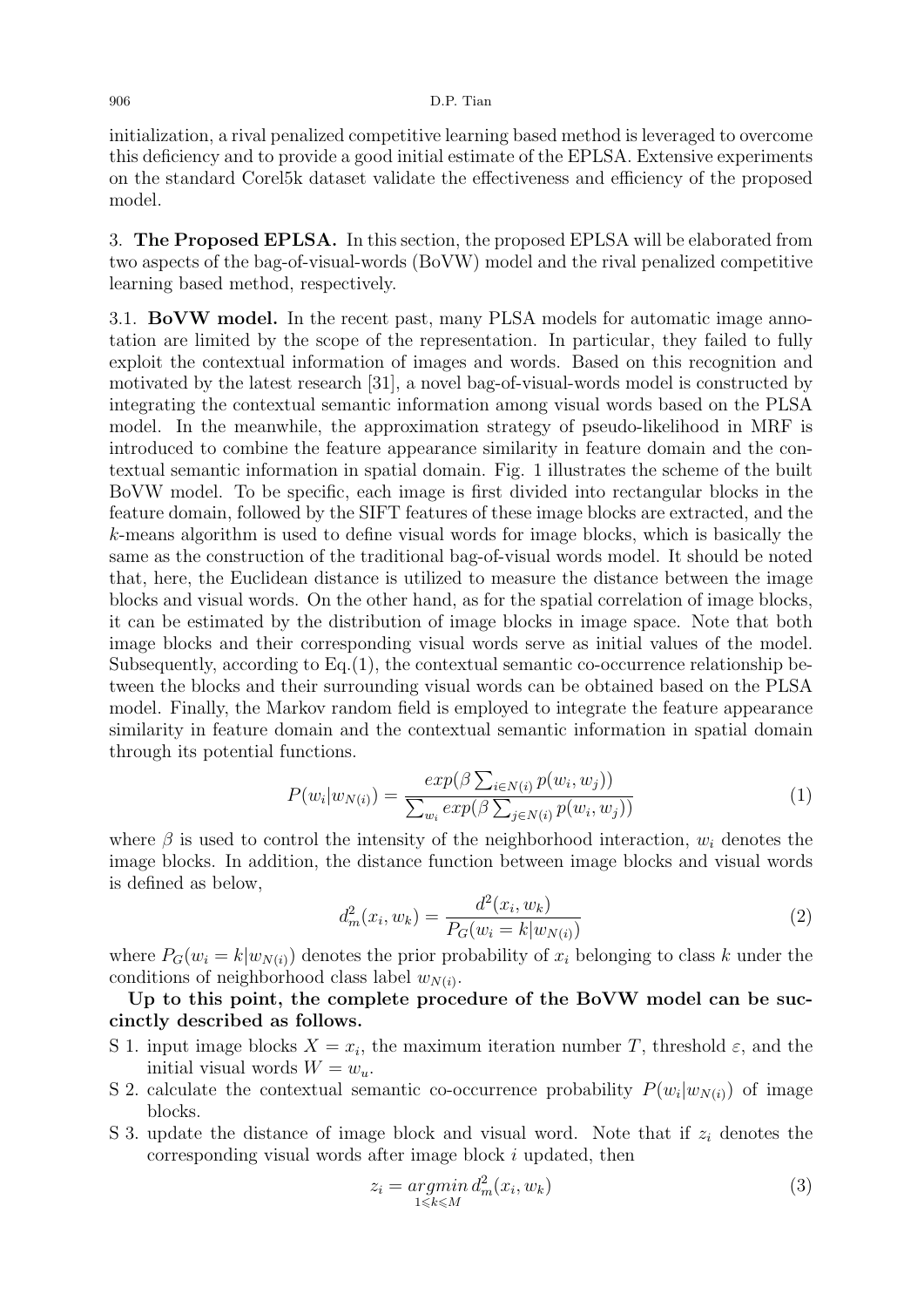initialization, a rival penalized competitive learning based method is leveraged to overcome this deficiency and to provide a good initial estimate of the EPLSA. Extensive experiments on the standard Corel5k dataset validate the effectiveness and efficiency of the proposed model.

## 3. The Proposed EPLSA.

In this section, the proposed EPLSA will be elaborated from two aspects of the bag-of-visual-words (BoVW) model and the rival penalized competitive learning based method, respectively.

### 3.1. BoVW model.

In the recent past, many PLSA models for automatic image annotation are limited by the scope of the representation. In particular, they failed to fully exploit the contextual information of images and words. Based on this recognition and motivated by the latest research [31], a novel bag-of-visual-words model is constructed by integrating the contextual semantic information among visual words based on the PLSA model. In the meanwhile, the approximation strategy of pseudo-likelihood in MRF is introduced to combine the feature appearance similarity in feature domain and the contextual semantic information in spatial domain. Fig. 1 illustrates the scheme of the built BoVW model. To be specific, each image is first divided into rectangular blocks in the feature domain, followed by the SIFT features of these image blocks are extracted, and the $k$-means algorithm is used to define visual words for image blocks, which is basically the same as the construction of the traditional bag-of-visual words model. It should be noted that, here, the Euclidean distance is utilized to measure the distance between the image blocks and visual words. On the other hand, as for the spatial correlation of image blocks, it can be estimated by the distribution of image blocks in image space. Note that both image blocks and their corresponding visual words serve as initial values of the model. Subsequently, according to Eq.(1), the contextual semantic co-occurrence relationship between the blocks and their surrounding visual words can be obtained based on the PLSA model. Finally, the Markov random field is employed to integrate the feature appearance similarity in feature domain and the contextual semantic information in spatial domain through its potential functions.

$$P(w_i|w_{N(i)}) = \frac{exp(\beta \sum_{i \in N(i)} p(w_i, w_j))}{\sum_{w_i} exp(\beta \sum_{j \in N(i)} p(w_i, w_j))} \tag{1}$$

where $\beta$ is used to control the intensity of the neighborhood interaction, $w_i$ denotes the image blocks. In addition, the distance function between image blocks and visual words is defined as below,

$$d_m^2(x_i, w_k) = \frac{d^2(x_i, w_k)}{P_G(w_i = k|w_{N(i)})} \tag{2}$$

where $P_G(w_i = k|w_{N(i)})$ denotes the prior probability of $x_i$ belonging to class $k$ under the conditions of neighborhood class label $w_{N(i)}$.

**Up to this point, the complete procedure of the BoVW model can be succinctly described as follows.**

- S 1. input image blocks $X = x_i$, the maximum iteration number $T$, threshold $\varepsilon$, and the initial visual words $W = w_u$.
- S 2. calculate the contextual semantic co-occurrence probability $P(w_i|w_{N(i)})$ of image blocks.
- S 3. update the distance of image block and visual word. Note that if $z_i$ denotes the corresponding visual words after image block $i$ updated, then

$$z_i = \underset{1 \leqslant k \leqslant M}{argmin}\, d_m^2(x_i, w_k) \tag{3}$$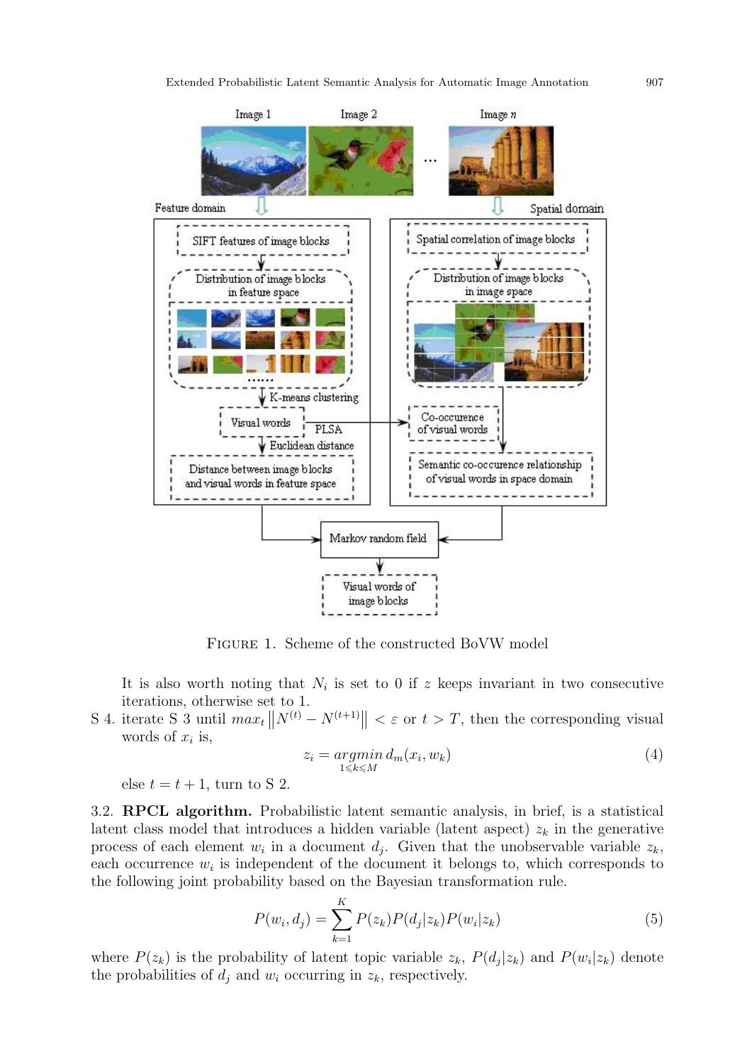FIGURE 1. Scheme of the constructed BoVW model

It is also worth noting that $N_i$ is set to 0 if $z$ keeps invariant in two consecutive iterations, otherwise set to 1.

S 4. iterate S 3 until $max_t \left\| N^{(t)} - N^{(t+1)} \right\| < \varepsilon$ or $t > T$, then the corresponding visual words of $x_i$ is,

$$z_i = \underset{1 \leqslant k \leqslant M}{argmin}\, d_m(x_i, w_k) \tag{4}$$

else $t = t + 1$, turn to S 2.

3.2. **RPCL algorithm.** Probabilistic latent semantic analysis, in brief, is a statistical latent class model that introduces a hidden variable (latent aspect) $z_k$ in the generative process of each element $w_i$ in a document $d_j$. Given that the unobservable variable $z_k$, each occurrence $w_i$ is independent of the document it belongs to, which corresponds to the following joint probability based on the Bayesian transformation rule.

$$P(w_i, d_j) = \sum_{k=1}^{K} P(z_k) P(d_j|z_k) P(w_i|z_k) \tag{5}$$

where $P(z_k)$ is the probability of latent topic variable $z_k$, $P(d_j|z_k)$ and $P(w_i|z_k)$ denote the probabilities of $d_j$ and $w_i$ occurring in $z_k$, respectively.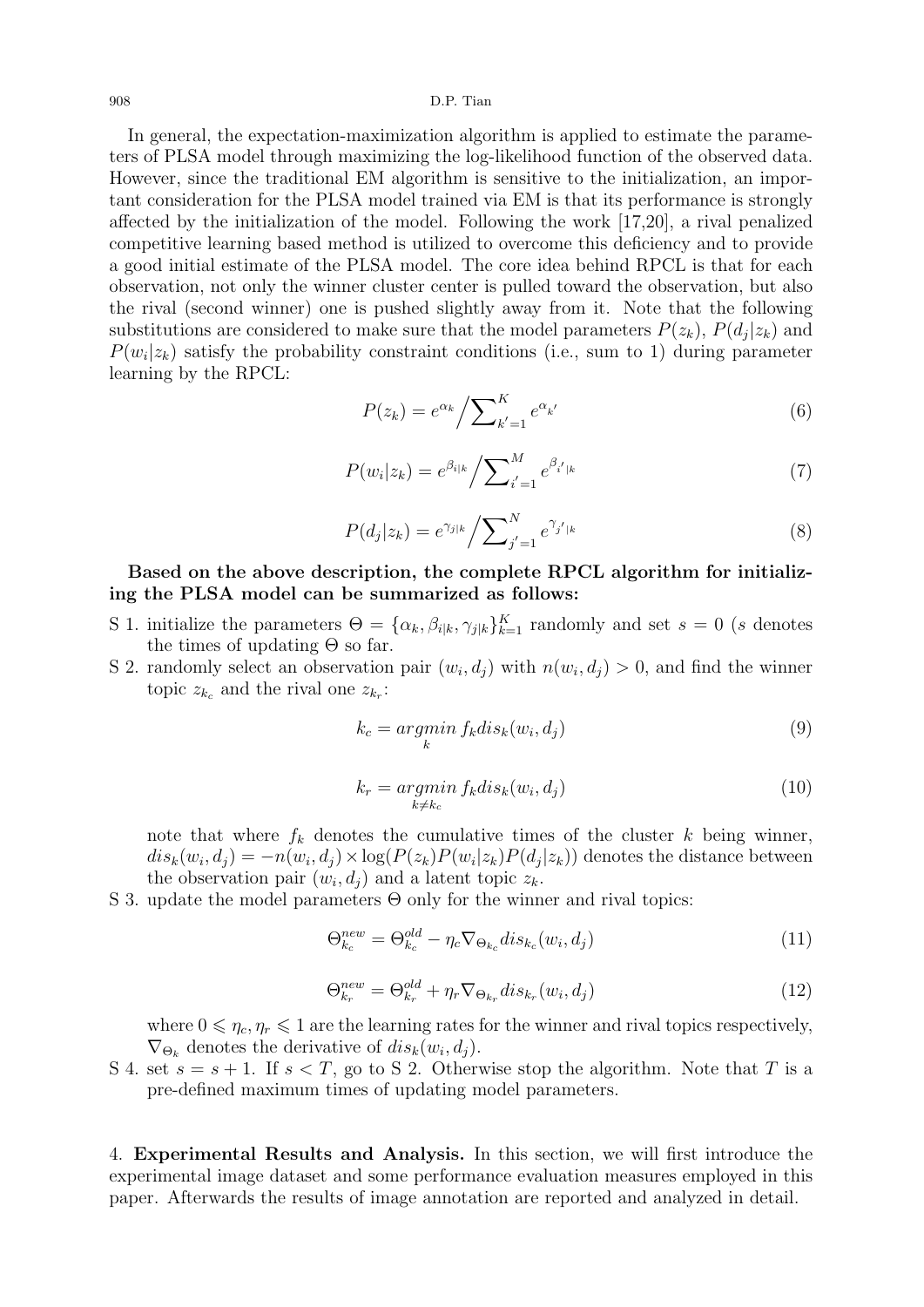In general, the expectation-maximization algorithm is applied to estimate the parameters of PLSA model through maximizing the log-likelihood function of the observed data. However, since the traditional EM algorithm is sensitive to the initialization, an important consideration for the PLSA model trained via EM is that its performance is strongly affected by the initialization of the model. Following the work [17,20], a rival penalized competitive learning based method is utilized to overcome this deficiency and to provide a good initial estimate of the PLSA model. The core idea behind RPCL is that for each observation, not only the winner cluster center is pulled toward the observation, but also the rival (second winner) one is pushed slightly away from it. Note that the following substitutions are considered to make sure that the model parameters $P(z_k)$, $P(d_j|z_k)$ and $P(w_i|z_k)$ satisfy the probability constraint conditions (i.e., sum to 1) during parameter learning by the RPCL:

$$P(z_k) = e^{\alpha_k} \Big/ \sum\nolimits_{k'=1}^{K} e^{\alpha_{k'}} \tag{6}$$

$$P(w_i|z_k) = e^{\beta_{i|k}} \Big/ \sum\nolimits_{i'=1}^{M} e^{\beta_{i'|k}} \tag{7}$$

$$P(d_j|z_k) = e^{\gamma_{j|k}} \Big/ \sum\nolimits_{j'=1}^{N} e^{\gamma_{j'|k}} \tag{8}$$

**Based on the above description, the complete RPCL algorithm for initializing the PLSA model can be summarized as follows:**

S 1. initialize the parameters $\Theta = \{\alpha_k, \beta_{i|k}, \gamma_{j|k}\}_{k=1}^{K}$ randomly and set $s = 0$ ($s$ denotes the times of updating $\Theta$ so far.

S 2. randomly select an observation pair $(w_i, d_j)$ with $n(w_i, d_j) > 0$, and find the winner topic $z_{k_c}$ and the rival one $z_{k_r}$:

$$k_c = \underset{k}{argmin}\, f_k dis_k(w_i, d_j) \tag{9}$$

$$k_r = \underset{k \neq k_c}{argmin}\, f_k dis_k(w_i, d_j) \tag{10}$$

note that where $f_k$ denotes the cumulative times of the cluster $k$ being winner, $dis_k(w_i, d_j) = -n(w_i, d_j) \times \log(P(z_k)P(w_i|z_k)P(d_j|z_k))$ denotes the distance between the observation pair $(w_i, d_j)$ and a latent topic $z_k$.

S 3. update the model parameters $\Theta$ only for the winner and rival topics:

$$\Theta_{k_c}^{new} = \Theta_{k_c}^{old} - \eta_c \nabla_{\Theta_{k_c}} dis_{k_c}(w_i, d_j) \tag{11}$$

$$\Theta_{k_r}^{new} = \Theta_{k_r}^{old} + \eta_r \nabla_{\Theta_{k_r}} dis_{k_r}(w_i, d_j) \tag{12}$$

where $0 \leqslant \eta_c, \eta_r \leqslant 1$ are the learning rates for the winner and rival topics respectively, $\nabla_{\Theta_k}$ denotes the derivative of $dis_k(w_i, d_j)$.

S 4. set $s = s + 1$. If $s < T$, go to S 2. Otherwise stop the algorithm. Note that $T$ is a pre-defined maximum times of updating model parameters.

## 4. Experimental Results and Analysis.

In this section, we will first introduce the experimental image dataset and some performance evaluation measures employed in this paper. Afterwards the results of image annotation are reported and analyzed in detail.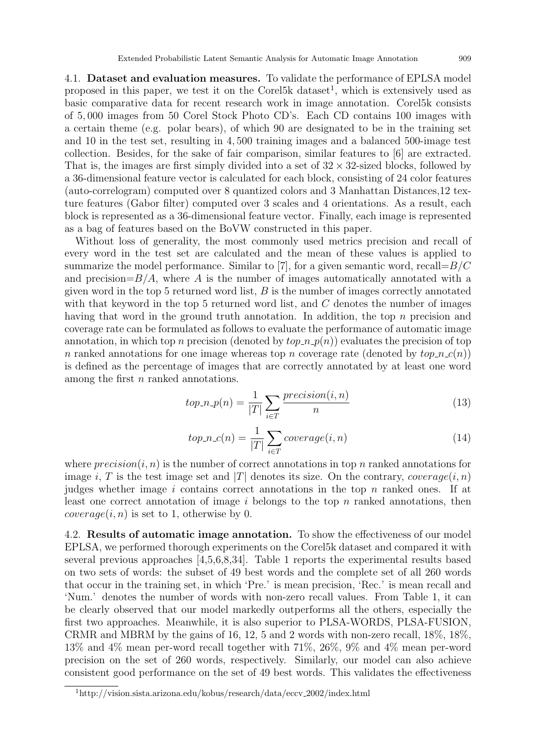4.1. **Dataset and evaluation measures.** To validate the performance of EPLSA model proposed in this paper, we test it on the Corel5k dataset[1], which is extensively used as basic comparative data for recent research work in image annotation. Corel5k consists of 5,000 images from 50 Corel Stock Photo CD's. Each CD contains 100 images with a certain theme (e.g. polar bears), of which 90 are designated to be in the training set and 10 in the test set, resulting in 4,500 training images and a balanced 500-image test collection. Besides, for the sake of fair comparison, similar features to [6] are extracted. That is, the images are first simply divided into a set of $32 \times 32$-sized blocks, followed by a 36-dimensional feature vector is calculated for each block, consisting of 24 color features (auto-correlogram) computed over 8 quantized colors and 3 Manhattan Distances,12 texture features (Gabor filter) computed over 3 scales and 4 orientations. As a result, each block is represented as a 36-dimensional feature vector. Finally, each image is represented as a bag of features based on the BoVW constructed in this paper.

Without loss of generality, the most commonly used metrics precision and recall of every word in the test set are calculated and the mean of these values is applied to summarize the model performance. Similar to [7], for a given semantic word, recall$=B/C$ and precision$=B/A$, where $A$ is the number of images automatically annotated with a given word in the top 5 returned word list, $B$ is the number of images correctly annotated with that keyword in the top 5 returned word list, and $C$ denotes the number of images having that word in the ground truth annotation. In addition, the top $n$ precision and coverage rate can be formulated as follows to evaluate the performance of automatic image annotation, in which top $n$ precision (denoted by $top\_n\_p(n)$) evaluates the precision of top $n$ ranked annotations for one image whereas top $n$ coverage rate (denoted by $top\_n\_c(n)$) is defined as the percentage of images that are correctly annotated by at least one word among the first $n$ ranked annotations.

$$top\_n\_p(n) = \frac{1}{|T|} \sum_{i \in T} \frac{precision(i,n)}{n} \tag{13}$$

$$top\_n\_c(n) = \frac{1}{|T|} \sum_{i \in T} coverage(i,n) \tag{14}$$

where $precision(i,n)$ is the number of correct annotations in top $n$ ranked annotations for image $i$, $T$ is the test image set and $|T|$ denotes its size. On the contrary, $coverage(i,n)$ judges whether image $i$ contains correct annotations in the top $n$ ranked ones. If at least one correct annotation of image $i$ belongs to the top $n$ ranked annotations, then $coverage(i,n)$ is set to 1, otherwise by 0.

4.2. **Results of automatic image annotation.** To show the effectiveness of our model EPLSA, we performed thorough experiments on the Corel5k dataset and compared it with several previous approaches [4,5,6,8,34]. Table 1 reports the experimental results based on two sets of words: the subset of 49 best words and the complete set of all 260 words that occur in the training set, in which 'Pre.' is mean precision, 'Rec.' is mean recall and 'Num.' denotes the number of words with non-zero recall values. From Table 1, it can be clearly observed that our model markedly outperforms all the others, especially the first two approaches. Meanwhile, it is also superior to PLSA-WORDS, PLSA-FUSION, CRMR and MBRM by the gains of 16, 12, 5 and 2 words with non-zero recall, 18%, 18%, 13% and 4% mean per-word recall together with 71%, 26%, 9% and 4% mean per-word precision on the set of 260 words, respectively. Similarly, our model can also achieve consistent good performance on the set of 49 best words. This validates the effectiveness

[1] http://vision.sista.arizona.edu/kobus/research/data/eccv_2002/index.html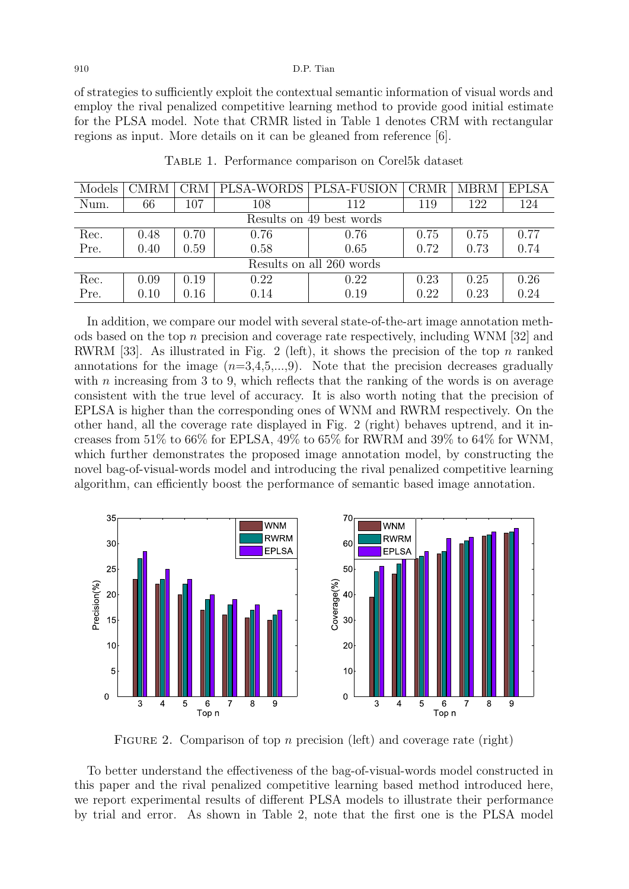of strategies to sufficiently exploit the contextual semantic information of visual words and employ the rival penalized competitive learning method to provide good initial estimate for the PLSA model. Note that CRMR listed in Table 1 denotes CRM with rectangular regions as input. More details on it can be gleaned from reference [6].

Table 1. Performance comparison on Corel5k dataset

| Models | CMRM | CRM | PLSA-WORDS | PLSA-FUSION | CRMR | MBRM | EPLSA |
|---|---|---|---|---|---|---|---|
| Num. | 66 | 107 | 108 | 112 | 119 | 122 | 124 |
| Results on 49 best words | | | | | | | |
| Rec. | 0.48 | 0.70 | 0.76 | 0.76 | 0.75 | 0.75 | 0.77 |
| Pre. | 0.40 | 0.59 | 0.58 | 0.65 | 0.72 | 0.73 | 0.74 |
| Results on all 260 words | | | | | | | |
| Rec. | 0.09 | 0.19 | 0.22 | 0.22 | 0.23 | 0.25 | 0.26 |
| Pre. | 0.10 | 0.16 | 0.14 | 0.19 | 0.22 | 0.23 | 0.24 |

In addition, we compare our model with several state-of-the-art image annotation methods based on the top $n$ precision and coverage rate respectively, including WNM [32] and RWRM [33]. As illustrated in Fig. 2 (left), it shows the precision of the top $n$ ranked annotations for the image ($n$=3,4,5,...,9). Note that the precision decreases gradually with $n$ increasing from 3 to 9, which reflects that the ranking of the words is on average consistent with the true level of accuracy. It is also worth noting that the precision of EPLSA is higher than the corresponding ones of WNM and RWRM respectively. On the other hand, all the coverage rate displayed in Fig. 2 (right) behaves uptrend, and it increases from 51% to 66% for EPLSA, 49% to 65% for RWRM and 39% to 64% for WNM, which further demonstrates the proposed image annotation model, by constructing the novel bag-of-visual-words model and introducing the rival penalized competitive learning algorithm, can efficiently boost the performance of semantic based image annotation.

Figure 2. Comparison of top $n$ precision (left) and coverage rate (right)

To better understand the effectiveness of the bag-of-visual-words model constructed in this paper and the rival penalized competitive learning based method introduced here, we report experimental results of different PLSA models to illustrate their performance by trial and error. As shown in Table 2, note that the first one is the PLSA model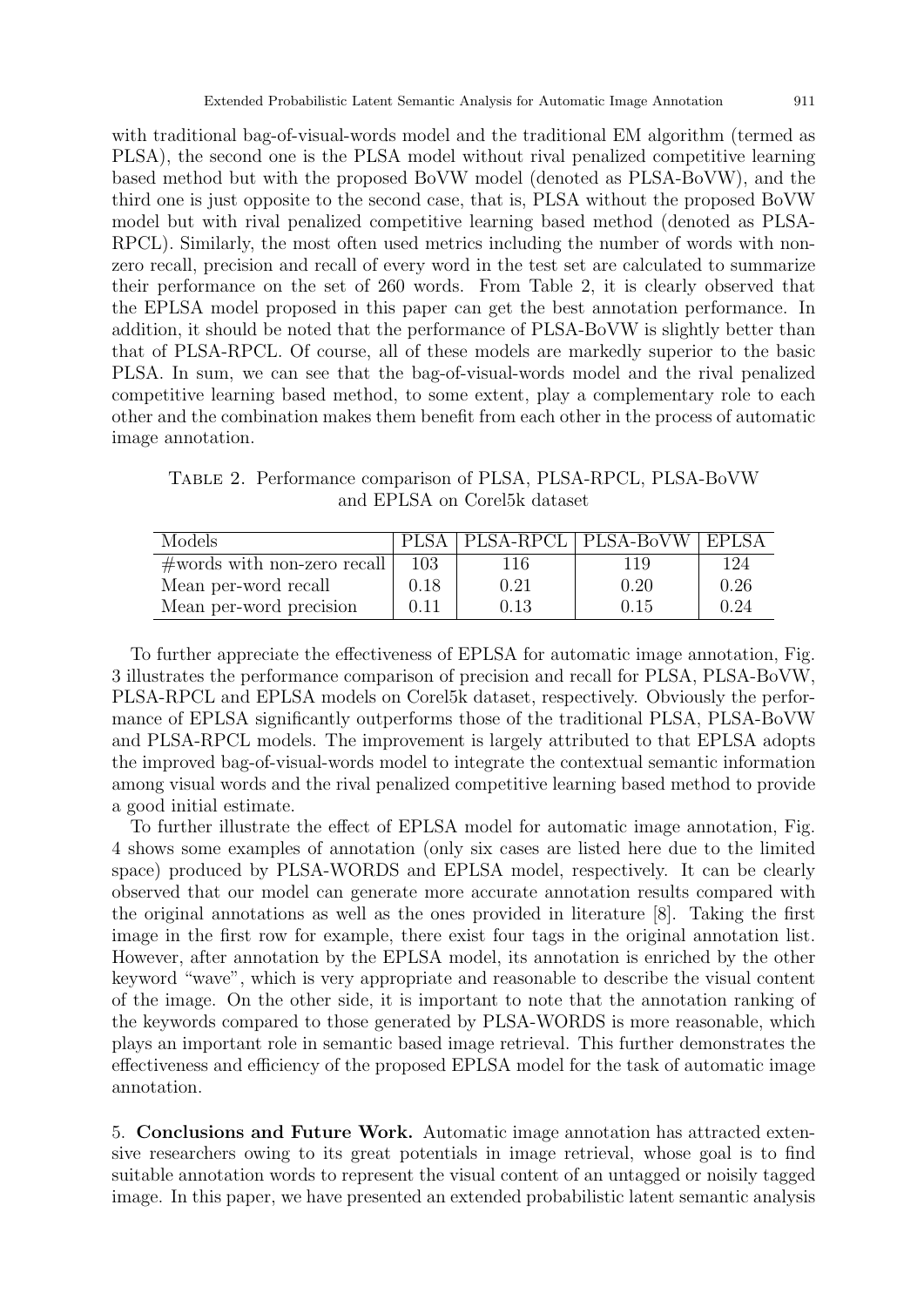with traditional bag-of-visual-words model and the traditional EM algorithm (termed as PLSA), the second one is the PLSA model without rival penalized competitive learning based method but with the proposed BoVW model (denoted as PLSA-BoVW), and the third one is just opposite to the second case, that is, PLSA without the proposed BoVW model but with rival penalized competitive learning based method (denoted as PLSA-RPCL). Similarly, the most often used metrics including the number of words with non-zero recall, precision and recall of every word in the test set are calculated to summarize their performance on the set of 260 words. From Table 2, it is clearly observed that the EPLSA model proposed in this paper can get the best annotation performance. In addition, it should be noted that the performance of PLSA-BoVW is slightly better than that of PLSA-RPCL. Of course, all of these models are markedly superior to the basic PLSA. In sum, we can see that the bag-of-visual-words model and the rival penalized competitive learning based method, to some extent, play a complementary role to each other and the combination makes them benefit from each other in the process of automatic image annotation.

Table 2. Performance comparison of PLSA, PLSA-RPCL, PLSA-BoVW and EPLSA on Corel5k dataset

| Models | PLSA | PLSA-RPCL | PLSA-BoVW | EPLSA |
|---|---|---|---|---|
| #words with non-zero recall | 103 | 116 | 119 | 124 |
| Mean per-word recall | 0.18 | 0.21 | 0.20 | 0.26 |
| Mean per-word precision | 0.11 | 0.13 | 0.15 | 0.24 |

To further appreciate the effectiveness of EPLSA for automatic image annotation, Fig. 3 illustrates the performance comparison of precision and recall for PLSA, PLSA-BoVW, PLSA-RPCL and EPLSA models on Corel5k dataset, respectively. Obviously the performance of EPLSA significantly outperforms those of the traditional PLSA, PLSA-BoVW and PLSA-RPCL models. The improvement is largely attributed to that EPLSA adopts the improved bag-of-visual-words model to integrate the contextual semantic information among visual words and the rival penalized competitive learning based method to provide a good initial estimate.

To further illustrate the effect of EPLSA model for automatic image annotation, Fig. 4 shows some examples of annotation (only six cases are listed here due to the limited space) produced by PLSA-WORDS and EPLSA model, respectively. It can be clearly observed that our model can generate more accurate annotation results compared with the original annotations as well as the ones provided in literature [8]. Taking the first image in the first row for example, there exist four tags in the original annotation list. However, after annotation by the EPLSA model, its annotation is enriched by the other keyword "wave", which is very appropriate and reasonable to describe the visual content of the image. On the other side, it is important to note that the annotation ranking of the keywords compared to those generated by PLSA-WORDS is more reasonable, which plays an important role in semantic based image retrieval. This further demonstrates the effectiveness and efficiency of the proposed EPLSA model for the task of automatic image annotation.

## 5. Conclusions and Future Work.

Automatic image annotation has attracted extensive researchers owing to its great potentials in image retrieval, whose goal is to find suitable annotation words to represent the visual content of an untagged or noisily tagged image. In this paper, we have presented an extended probabilistic latent semantic analysis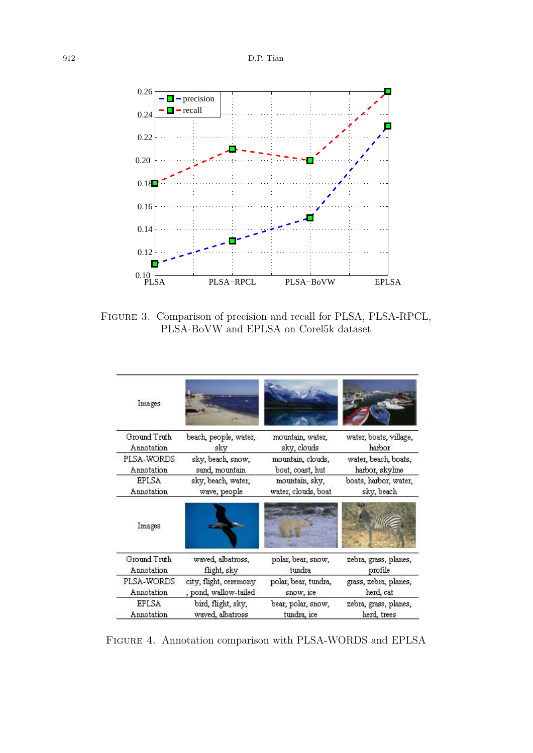Figure 3. Comparison of precision and recall for PLSA, PLSA-RPCL, PLSA-BoVW and EPLSA on Corel5k dataset

| Images | | | |
|---|---|---|---|
| Ground Truth Annotation | beach, people, water, sky | mountain, water, sky, clouds | water, boats, village, harbor |
| PLSA-WORDS Annotation | sky, beach, snow, sand, mountain | mountain, clouds, boat, coast, hut | water, beach, boats, harbor, skyline |
| EPLSA Annotation | sky, beach, water, wave, people | mountain, sky, water, clouds, boat | boats, harbor, water, sky, beach |
| Images | | | |
| Ground Truth Annotation | waved, albatross, flight, sky | polar, bear, snow, tundra | zebra, grass, planes, profile |
| PLSA-WORDS Annotation | city, flight, ceremony , pond, wallow-tailed | polar, bear, tundra, snow, ice | grass, zebra, planes, herd, cat |
| EPLSA Annotation | bird, flight, sky, waved, albatross | bear, polar, snow, tundra, ice | zebra, grass, planes, herd, trees |

Figure 4. Annotation comparison with PLSA-WORDS and EPLSA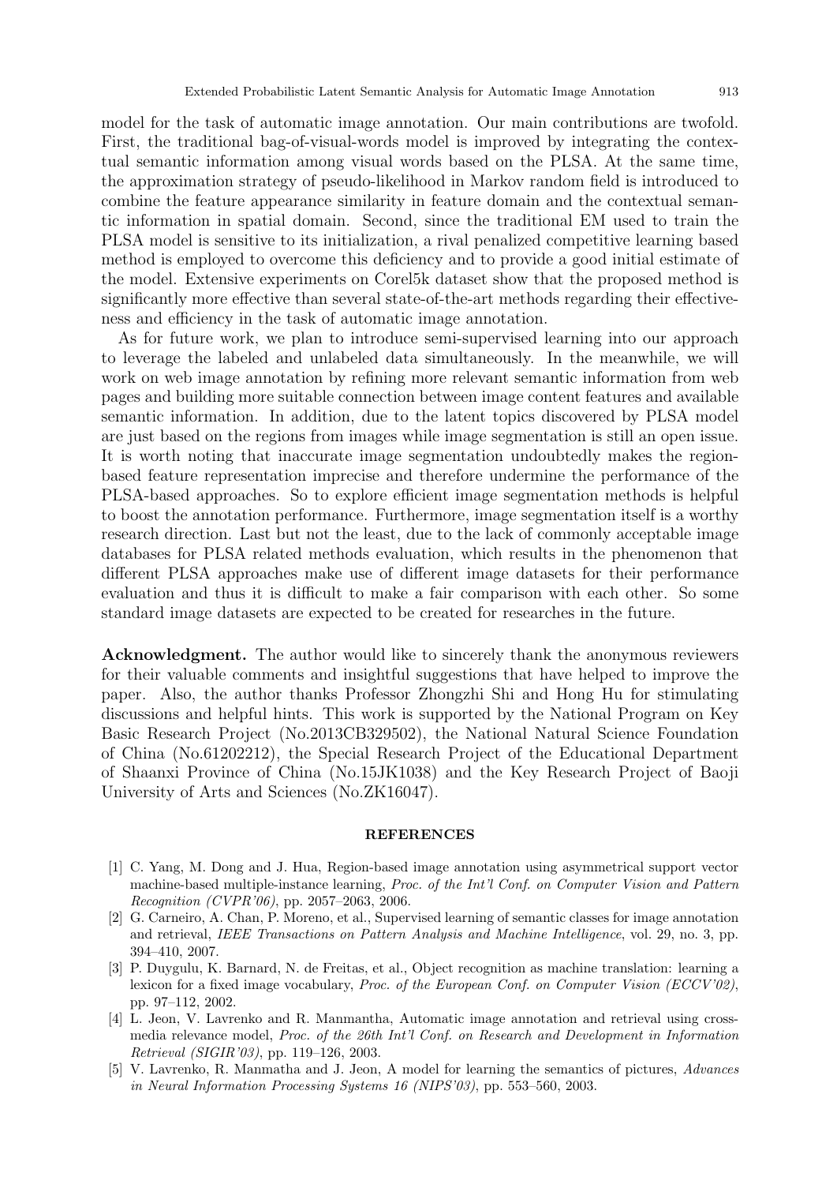model for the task of automatic image annotation. Our main contributions are twofold. First, the traditional bag-of-visual-words model is improved by integrating the contextual semantic information among visual words based on the PLSA. At the same time, the approximation strategy of pseudo-likelihood in Markov random field is introduced to combine the feature appearance similarity in feature domain and the contextual semantic information in spatial domain. Second, since the traditional EM used to train the PLSA model is sensitive to its initialization, a rival penalized competitive learning based method is employed to overcome this deficiency and to provide a good initial estimate of the model. Extensive experiments on Corel5k dataset show that the proposed method is significantly more effective than several state-of-the-art methods regarding their effectiveness and efficiency in the task of automatic image annotation.

As for future work, we plan to introduce semi-supervised learning into our approach to leverage the labeled and unlabeled data simultaneously. In the meanwhile, we will work on web image annotation by refining more relevant semantic information from web pages and building more suitable connection between image content features and available semantic information. In addition, due to the latent topics discovered by PLSA model are just based on the regions from images while image segmentation is still an open issue. It is worth noting that inaccurate image segmentation undoubtedly makes the region-based feature representation imprecise and therefore undermine the performance of the PLSA-based approaches. So to explore efficient image segmentation methods is helpful to boost the annotation performance. Furthermore, image segmentation itself is a worthy research direction. Last but not the least, due to the lack of commonly acceptable image databases for PLSA related methods evaluation, which results in the phenomenon that different PLSA approaches make use of different image datasets for their performance evaluation and thus it is difficult to make a fair comparison with each other. So some standard image datasets are expected to be created for researches in the future.

**Acknowledgment.** The author would like to sincerely thank the anonymous reviewers for their valuable comments and insightful suggestions that have helped to improve the paper. Also, the author thanks Professor Zhongzhi Shi and Hong Hu for stimulating discussions and helpful hints. This work is supported by the National Program on Key Basic Research Project (No.2013CB329502), the National Natural Science Foundation of China (No.61202212), the Special Research Project of the Educational Department of Shaanxi Province of China (No.15JK1038) and the Key Research Project of Baoji University of Arts and Sciences (No.ZK16047).

## REFERENCES

[1] C. Yang, M. Dong and J. Hua, Region-based image annotation using asymmetrical support vector machine-based multiple-instance learning, *Proc. of the Int'l Conf. on Computer Vision and Pattern Recognition (CVPR'06)*, pp. 2057–2063, 2006.

[2] G. Carneiro, A. Chan, P. Moreno, et al., Supervised learning of semantic classes for image annotation and retrieval, *IEEE Transactions on Pattern Analysis and Machine Intelligence*, vol. 29, no. 3, pp. 394–410, 2007.

[3] P. Duygulu, K. Barnard, N. de Freitas, et al., Object recognition as machine translation: learning a lexicon for a fixed image vocabulary, *Proc. of the European Conf. on Computer Vision (ECCV'02)*, pp. 97–112, 2002.

[4] L. Jeon, V. Lavrenko and R. Manmantha, Automatic image annotation and retrieval using cross-media relevance model, *Proc. of the 26th Int'l Conf. on Research and Development in Information Retrieval (SIGIR'03)*, pp. 119–126, 2003.

[5] V. Lavrenko, R. Manmatha and J. Jeon, A model for learning the semantics of pictures, *Advances in Neural Information Processing Systems 16 (NIPS'03)*, pp. 553–560, 2003.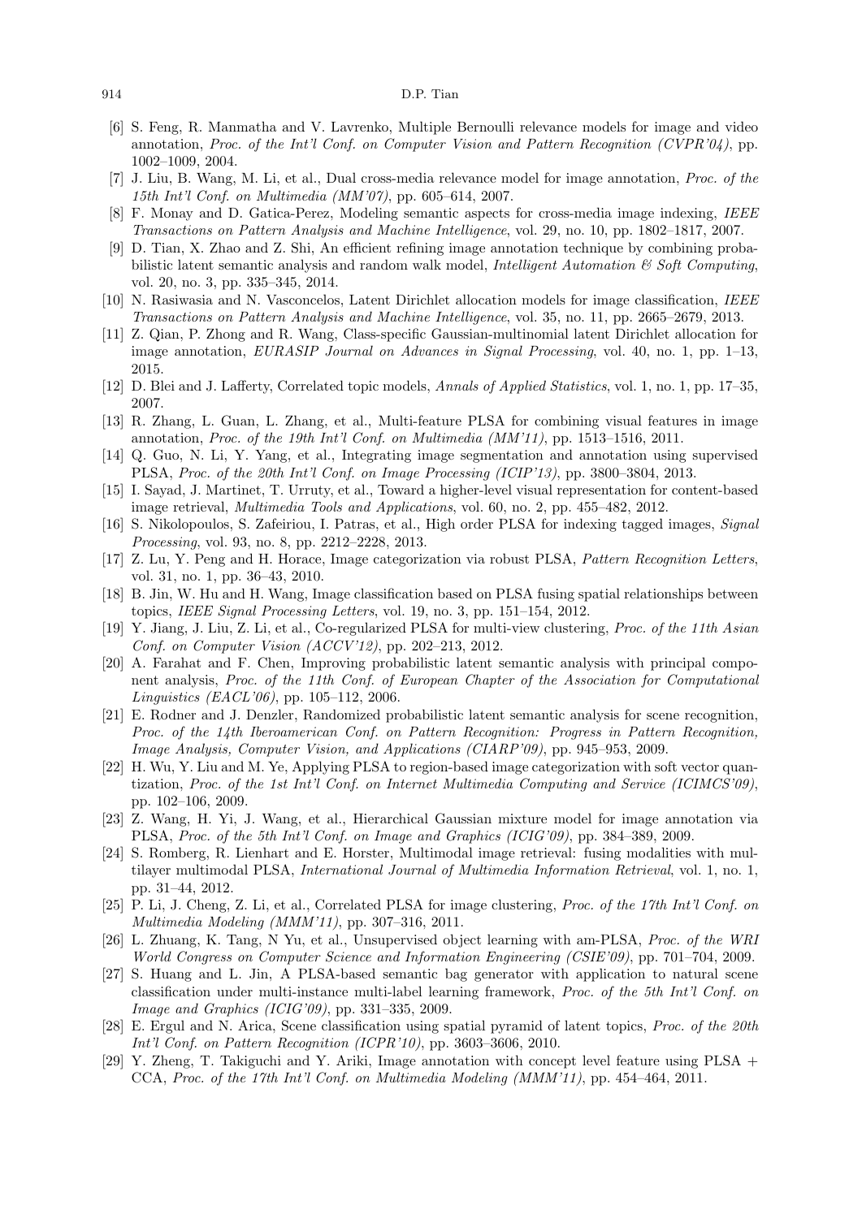[6] S. Feng, R. Manmatha and V. Lavrenko, Multiple Bernoulli relevance models for image and video annotation, *Proc. of the Int'l Conf. on Computer Vision and Pattern Recognition (CVPR'04)*, pp. 1002–1009, 2004.

[7] J. Liu, B. Wang, M. Li, et al., Dual cross-media relevance model for image annotation, *Proc. of the 15th Int'l Conf. on Multimedia (MM'07)*, pp. 605–614, 2007.

[8] F. Monay and D. Gatica-Perez, Modeling semantic aspects for cross-media image indexing, *IEEE Transactions on Pattern Analysis and Machine Intelligence*, vol. 29, no. 10, pp. 1802–1817, 2007.

[9] D. Tian, X. Zhao and Z. Shi, An efficient refining image annotation technique by combining probabilistic latent semantic analysis and random walk model, *Intelligent Automation & Soft Computing*, vol. 20, no. 3, pp. 335–345, 2014.

[10] N. Rasiwasia and N. Vasconcelos, Latent Dirichlet allocation models for image classification, *IEEE Transactions on Pattern Analysis and Machine Intelligence*, vol. 35, no. 11, pp. 2665–2679, 2013.

[11] Z. Qian, P. Zhong and R. Wang, Class-specific Gaussian-multinomial latent Dirichlet allocation for image annotation, *EURASIP Journal on Advances in Signal Processing*, vol. 40, no. 1, pp. 1–13, 2015.

[12] D. Blei and J. Lafferty, Correlated topic models, *Annals of Applied Statistics*, vol. 1, no. 1, pp. 17–35, 2007.

[13] R. Zhang, L. Guan, L. Zhang, et al., Multi-feature PLSA for combining visual features in image annotation, *Proc. of the 19th Int'l Conf. on Multimedia (MM'11)*, pp. 1513–1516, 2011.

[14] Q. Guo, N. Li, Y. Yang, et al., Integrating image segmentation and annotation using supervised PLSA, *Proc. of the 20th Int'l Conf. on Image Processing (ICIP'13)*, pp. 3800–3804, 2013.

[15] I. Sayad, J. Martinet, T. Urruty, et al., Toward a higher-level visual representation for content-based image retrieval, *Multimedia Tools and Applications*, vol. 60, no. 2, pp. 455–482, 2012.

[16] S. Nikolopoulos, S. Zafeiriou, I. Patras, et al., High order PLSA for indexing tagged images, *Signal Processing*, vol. 93, no. 8, pp. 2212–2228, 2013.

[17] Z. Lu, Y. Peng and H. Horace, Image categorization via robust PLSA, *Pattern Recognition Letters*, vol. 31, no. 1, pp. 36–43, 2010.

[18] B. Jin, W. Hu and H. Wang, Image classification based on PLSA fusing spatial relationships between topics, *IEEE Signal Processing Letters*, vol. 19, no. 3, pp. 151–154, 2012.

[19] Y. Jiang, J. Liu, Z. Li, et al., Co-regularized PLSA for multi-view clustering, *Proc. of the 11th Asian Conf. on Computer Vision (ACCV'12)*, pp. 202–213, 2012.

[20] A. Farahat and F. Chen, Improving probabilistic latent semantic analysis with principal component analysis, *Proc. of the 11th Conf. of European Chapter of the Association for Computational Linguistics (EACL'06)*, pp. 105–112, 2006.

[21] E. Rodner and J. Denzler, Randomized probabilistic latent semantic analysis for scene recognition, *Proc. of the 14th Iberoamerican Conf. on Pattern Recognition: Progress in Pattern Recognition, Image Analysis, Computer Vision, and Applications (CIARP'09)*, pp. 945–953, 2009.

[22] H. Wu, Y. Liu and M. Ye, Applying PLSA to region-based image categorization with soft vector quantization, *Proc. of the 1st Int'l Conf. on Internet Multimedia Computing and Service (ICIMCS'09)*, pp. 102–106, 2009.

[23] Z. Wang, H. Yi, J. Wang, et al., Hierarchical Gaussian mixture model for image annotation via PLSA, *Proc. of the 5th Int'l Conf. on Image and Graphics (ICIG'09)*, pp. 384–389, 2009.

[24] S. Romberg, R. Lienhart and E. Horster, Multimodal image retrieval: fusing modalities with multilayer multimodal PLSA, *International Journal of Multimedia Information Retrieval*, vol. 1, no. 1, pp. 31–44, 2012.

[25] P. Li, J. Cheng, Z. Li, et al., Correlated PLSA for image clustering, *Proc. of the 17th Int'l Conf. on Multimedia Modeling (MMM'11)*, pp. 307–316, 2011.

[26] L. Zhuang, K. Tang, N Yu, et al., Unsupervised object learning with am-PLSA, *Proc. of the WRI World Congress on Computer Science and Information Engineering (CSIE'09)*, pp. 701–704, 2009.

[27] S. Huang and L. Jin, A PLSA-based semantic bag generator with application to natural scene classification under multi-instance multi-label learning framework, *Proc. of the 5th Int'l Conf. on Image and Graphics (ICIG'09)*, pp. 331–335, 2009.

[28] E. Ergul and N. Arica, Scene classification using spatial pyramid of latent topics, *Proc. of the 20th Int'l Conf. on Pattern Recognition (ICPR'10)*, pp. 3603–3606, 2010.

[29] Y. Zheng, T. Takiguchi and Y. Ariki, Image annotation with concept level feature using PLSA + CCA, *Proc. of the 17th Int'l Conf. on Multimedia Modeling (MMM'11)*, pp. 454–464, 2011.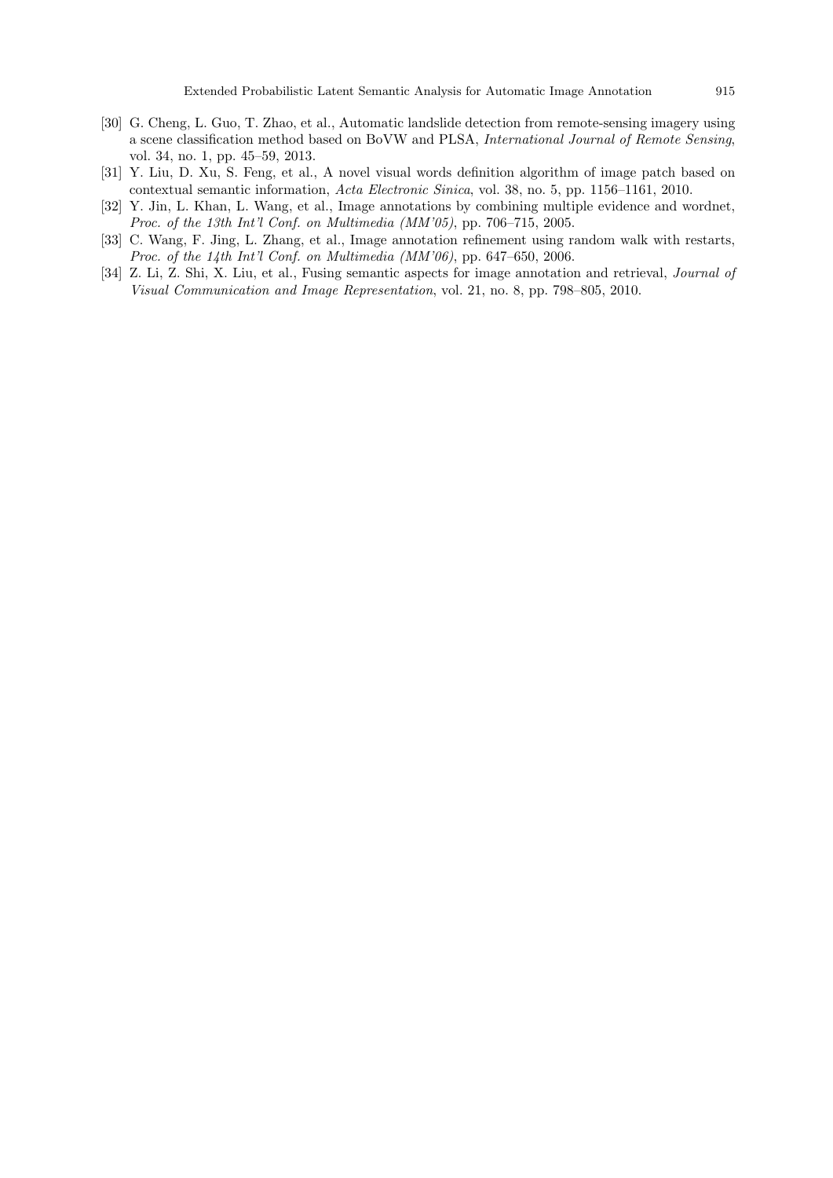[30] G. Cheng, L. Guo, T. Zhao, et al., Automatic landslide detection from remote-sensing imagery using a scene classification method based on BoVW and PLSA, *International Journal of Remote Sensing*, vol. 34, no. 1, pp. 45–59, 2013.

[31] Y. Liu, D. Xu, S. Feng, et al., A novel visual words definition algorithm of image patch based on contextual semantic information, *Acta Electronic Sinica*, vol. 38, no. 5, pp. 1156–1161, 2010.

[32] Y. Jin, L. Khan, L. Wang, et al., Image annotations by combining multiple evidence and wordnet, *Proc. of the 13th Int'l Conf. on Multimedia (MM'05)*, pp. 706–715, 2005.

[33] C. Wang, F. Jing, L. Zhang, et al., Image annotation refinement using random walk with restarts, *Proc. of the 14th Int'l Conf. on Multimedia (MM'06)*, pp. 647–650, 2006.

[34] Z. Li, Z. Shi, X. Liu, et al., Fusing semantic aspects for image annotation and retrieval, *Journal of Visual Communication and Image Representation*, vol. 21, no. 8, pp. 798–805, 2010.